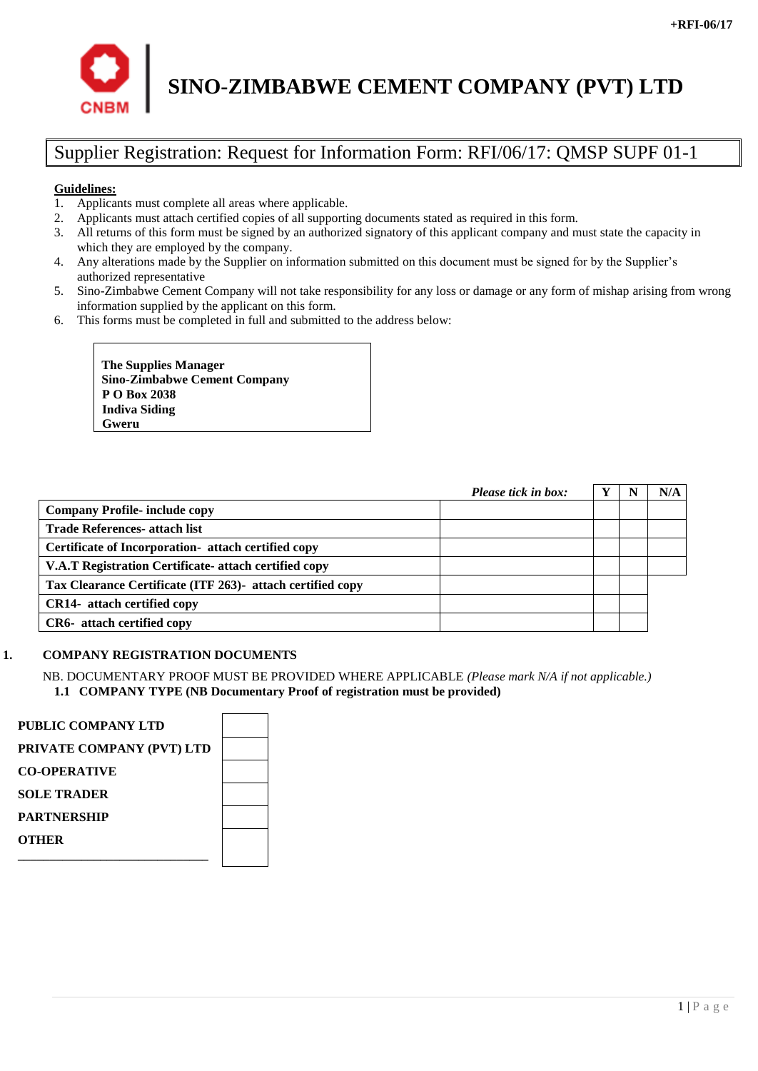+RFI-06/17

# SINO-ZIMBABWE CEMENT COMPANY (PVT) LTD

## Supplier Registration: Request for Information Form: RFI/06/17: QMSP SUPF 01-1

**Guidelines:**

1. Applicants must complete all areas where applicable.
2. Applicants must attach certified copies of all supporting documents stated as required in this form.
3. All returns of this form must be signed by an authorized signatory of this applicant company and must state the capacity in which they are employed by the company.
4. Any alterations made by the Supplier on information submitted on this document must be signed for by the Supplier's authorized representative
5. Sino-Zimbabwe Cement Company will not take responsibility for any loss or damage or any form of mishap arising from wrong information supplied by the applicant on this form.
6. This forms must be completed in full and submitted to the address below:

> **The Supplies Manager**
> **Sino-Zimbabwe Cement Company**
> **P O Box 2038**
> **Indiva Siding**
> **Gweru**

| | *Please tick in box:* | Y | N | N/A |
|---|---|---|---|---|
| **Company Profile- include copy** | | | | |
| **Trade References- attach list** | | | | |
| **Certificate of Incorporation- attach certified copy** | | | | |
| **V.A.T Registration Certificate- attach certified copy** | | | | |
| **Tax Clearance Certificate (ITF 263)- attach certified copy** | | | | |
| **CR14- attach certified copy** | | | | |
| **CR6- attach certified copy** | | | | |

## 1. COMPANY REGISTRATION DOCUMENTS

NB. DOCUMENTARY PROOF MUST BE PROVIDED WHERE APPLICABLE *(Please mark N/A if not applicable.)*

### 1.1 COMPANY TYPE (NB Documentary Proof of registration must be provided)

| | |
|---|---|
| **PUBLIC COMPANY LTD** | |
| **PRIVATE COMPANY (PVT) LTD** | |
| **CO-OPERATIVE** | |
| **SOLE TRADER** | |
| **PARTNERSHIP** | |
| **OTHER** ______________________________ | |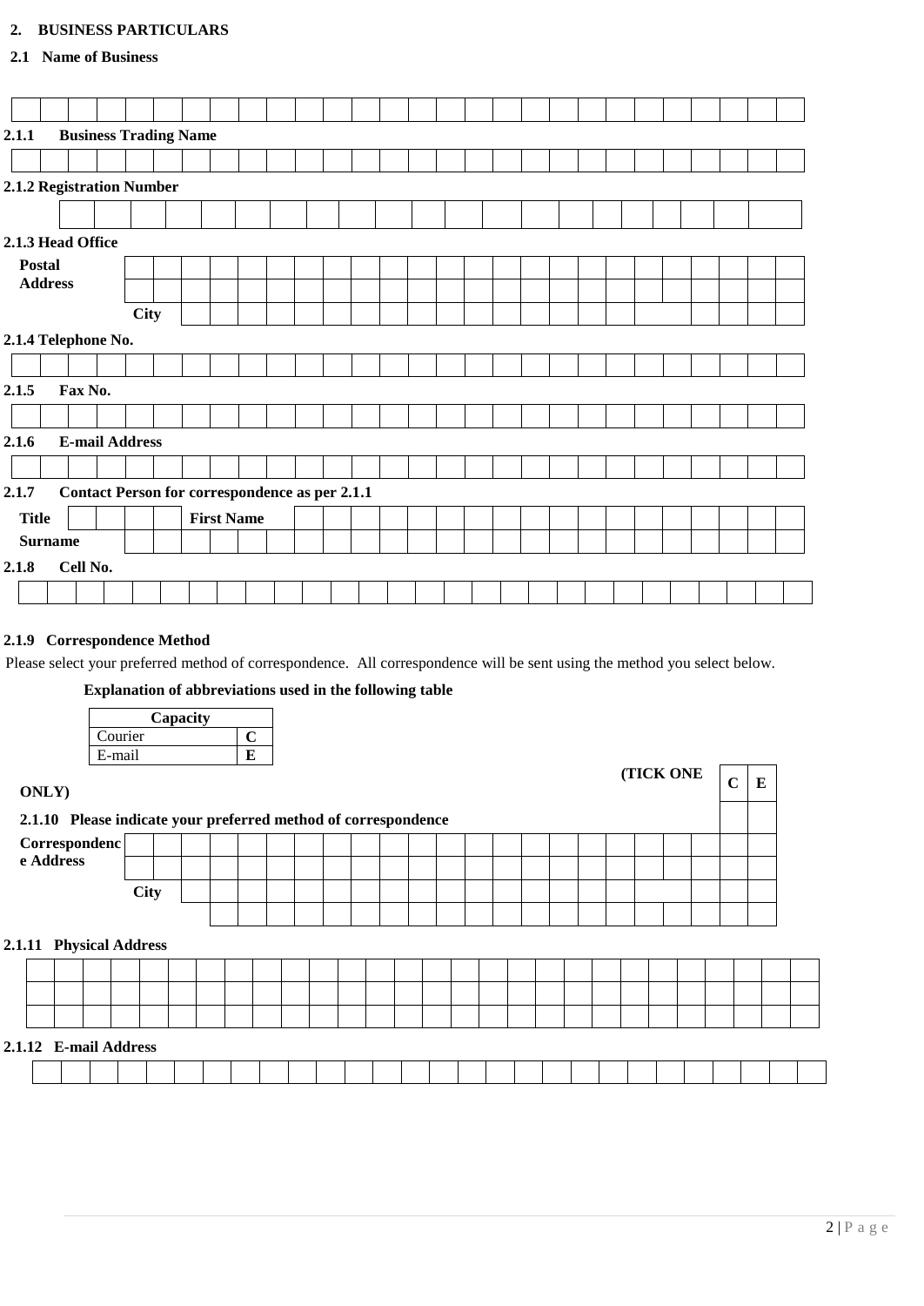## 2. BUSINESS PARTICULARS

### 2.1 Name of Business

| | | | | | | | | | | | | | | | | | | | | | | | | | | | |
|---|---|---|---|---|---|---|---|---|---|---|---|---|---|---|---|---|---|---|---|---|---|---|---|---|---|---|---|

**2.1.1 Business Trading Name**

| | | | | | | | | | | | | | | | | | | | | | | | | | | | |
|---|---|---|---|---|---|---|---|---|---|---|---|---|---|---|---|---|---|---|---|---|---|---|---|---|---|---|---|

**2.1.2 Registration Number**

| | | | | | | | | | | | | | | | | | | | | |
|---|---|---|---|---|---|---|---|---|---|---|---|---|---|---|---|---|---|---|---|---|

**2.1.3 Head Office**

| **Postal Address** | | | | | | | | | | | | | | | | | | | | | | | | |
|---|---|---|---|---|---|---|---|---|---|---|---|---|---|---|---|---|---|---|---|---|---|---|---|---|
| | | | | | | | | | | | | | | | | | | | | | | | | |
| **City** | | | | | | | | | | | | | | | | | | | | | | | | |

**2.1.4 Telephone No.**

| | | | | | | | | | | | | | | | | | | | | | | | | | | | |
|---|---|---|---|---|---|---|---|---|---|---|---|---|---|---|---|---|---|---|---|---|---|---|---|---|---|---|---|

**2.1.5 Fax No.**

| | | | | | | | | | | | | | | | | | | | | | | | | | | | |
|---|---|---|---|---|---|---|---|---|---|---|---|---|---|---|---|---|---|---|---|---|---|---|---|---|---|---|---|

**2.1.6 E-mail Address**

| | | | | | | | | | | | | | | | | | | | | | | | | | | | |
|---|---|---|---|---|---|---|---|---|---|---|---|---|---|---|---|---|---|---|---|---|---|---|---|---|---|---|---|

**2.1.7 Contact Person for correspondence as per 2.1.1**

| **Title** | | | | | **First Name** | | | | | | | | | | | | | | | | | | |
|---|---|---|---|---|---|---|---|---|---|---|---|---|---|---|---|---|---|---|---|---|---|---|---|
| **Surname** | | | | | | | | | | | | | | | | | | | | | | | |

**2.1.8 Cell No.**

| | | | | | | | | | | | | | | | | | | | | | | | | | | | |
|---|---|---|---|---|---|---|---|---|---|---|---|---|---|---|---|---|---|---|---|---|---|---|---|---|---|---|---|

**2.1.9 Correspondence Method**

Please select your preferred method of correspondence. All correspondence will be sent using the method you select below.

**Explanation of abbreviations used in the following table**

| Capacity | |
|---|---|
| Courier | **C** |
| E-mail | **E** |

**(TICK ONE ONLY)**

| | **C** | **E** |
|---|---|---|
| **2.1.10 Please indicate your preferred method of correspondence** | | |

| **Correspondence Address** | | | | | | | | | | | | | | | | | | | | | | | | |
|---|---|---|---|---|---|---|---|---|---|---|---|---|---|---|---|---|---|---|---|---|---|---|---|---|
| | | | | | | | | | | | | | | | | | | | | | | | | |
| **City** | | | | | | | | | | | | | | | | | | | | | | | | |
| | | | | | | | | | | | | | | | | | | | | | | | | |

**2.1.11 Physical Address**

| | | | | | | | | | | | | | | | | | | | | | | | | | | | |
|---|---|---|---|---|---|---|---|---|---|---|---|---|---|---|---|---|---|---|---|---|---|---|---|---|---|---|---|
| | | | | | | | | | | | | | | | | | | | | | | | | | | | |
| | | | | | | | | | | | | | | | | | | | | | | | | | | | |

**2.1.12 E-mail Address**

| | | | | | | | | | | | | | | | | | | | | | | | | | | | |
|---|---|---|---|---|---|---|---|---|---|---|---|---|---|---|---|---|---|---|---|---|---|---|---|---|---|---|---|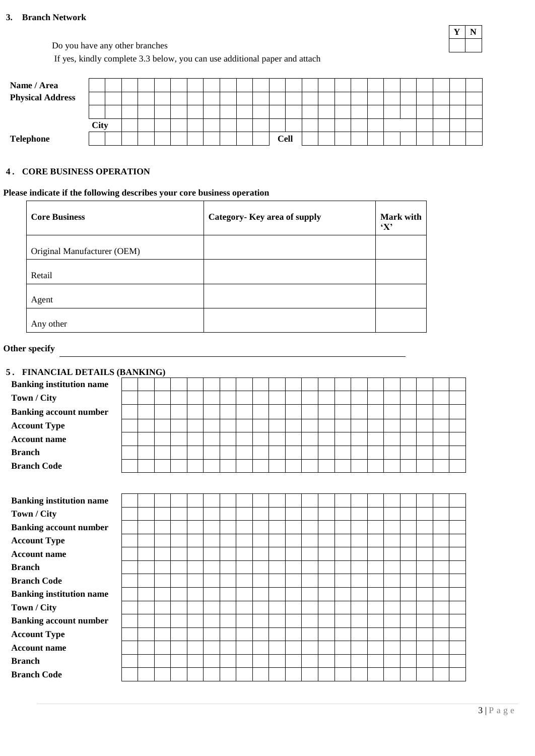**3. Branch Network**

Do you have any other branches

If yes, kindly complete 3.3 below, you can use additional paper and attach

| Y | N |
| --- | --- |
| | |

| | | | |
| --- | --- | --- | --- |
| **Name / Area** | | | |
| **Physical Address** | | | |
| | | | |
| | **City** | | |
| **Telephone** | | **Cell** | |

## 4. CORE BUSINESS OPERATION

**Please indicate if the following describes your core business operation**

| **Core Business** | **Category- Key area of supply** | **Mark with 'X'** |
| --- | --- | --- |
| Original Manufacturer (OEM) | | |
| Retail | | |
| Agent | | |
| Any other | | |

**Other specify** ______________________________________________

## 5. FINANCIAL DETAILS (BANKING)

| | |
| --- | --- |
| **Banking institution name** | |
| **Town / City** | |
| **Banking account number** | |
| **Account Type** | |
| **Account name** | |
| **Branch** | |
| **Branch Code** | |

| | |
| --- | --- |
| **Banking institution name** | |
| **Town / City** | |
| **Banking account number** | |
| **Account Type** | |
| **Account name** | |
| **Branch** | |
| **Branch Code** | |
| **Banking institution name** | |
| **Town / City** | |
| **Banking account number** | |
| **Account Type** | |
| **Account name** | |
| **Branch** | |
| **Branch Code** | |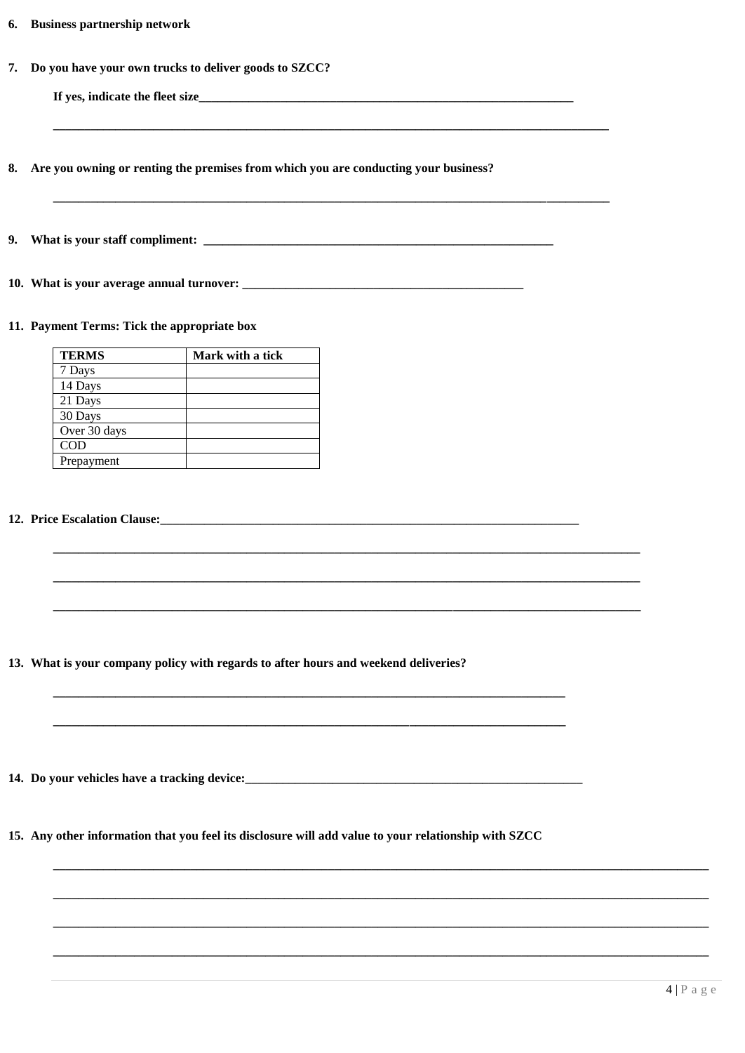6. **Business partnership network**

7. **Do you have your own trucks to deliver goods to SZCC?**

   **If yes, indicate the fleet size**_______________________________________________________________

   ____________________________________________________________________________________________

8. **Are you owning or renting the premises from which you are conducting your business?**

   ____________________________________________________________________________________________

9. **What is your staff compliment:** ___________________________________________________________

10. **What is your average annual turnover:** ______________________________________________

11. **Payment Terms: Tick the appropriate box**

| TERMS | Mark with a tick |
| --- | --- |
| 7 Days | |
| 14 Days | |
| 21 Days | |
| 30 Days | |
| Over 30 days | |
| COD | |
| Prepayment | |

12. **Price Escalation Clause:**______________________________________________________________________

    ____________________________________________________________________________________________

    ____________________________________________________________________________________________

    ____________________________________________________________________________________________

13. **What is your company policy with regards to after hours and weekend deliveries?**

    ____________________________________________________________________________________

    ____________________________________________________________________________________

14. **Do your vehicles have a tracking device:**_______________________________________________________

15. **Any other information that you feel its disclosure will add value to your relationship with SZCC**

    ____________________________________________________________________________________________

    ____________________________________________________________________________________________

    ____________________________________________________________________________________________

    ____________________________________________________________________________________________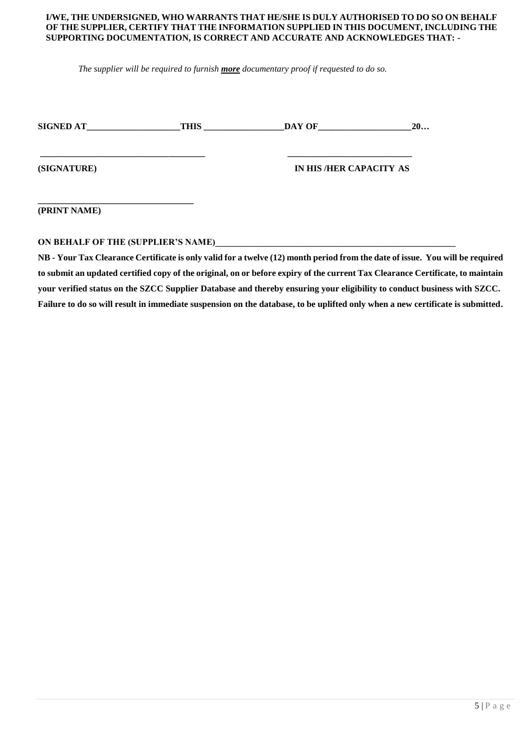**I/WE, THE UNDERSIGNED, WHO WARRANTS THAT HE/SHE IS DULY AUTHORISED TO DO SO ON BEHALF OF THE SUPPLIER, CERTIFY THAT THE INFORMATION SUPPLIED IN THIS DOCUMENT, INCLUDING THE SUPPORTING DOCUMENTATION, IS CORRECT AND ACCURATE AND ACKNOWLEDGES THAT: -**

*The supplier will be required to furnish **more** documentary proof if requested to do so.*

**SIGNED AT____________________THIS _________________DAY OF____________________20…**

**____________________________________ ____________________________**

**(SIGNATURE) IN HIS /HER CAPACITY AS**

**__________________________________**

**(PRINT NAME)**

**ON BEHALF OF THE (SUPPLIER'S NAME)________________________________________________________**

**NB - Your Tax Clearance Certificate is only valid for a twelve (12) month period from the date of issue. You will be required to submit an updated certified copy of the original, on or before expiry of the current Tax Clearance Certificate, to maintain your verified status on the SZCC Supplier Database and thereby ensuring your eligibility to conduct business with SZCC. Failure to do so will result in immediate suspension on the database, to be uplifted only when a new certificate is submitted.**